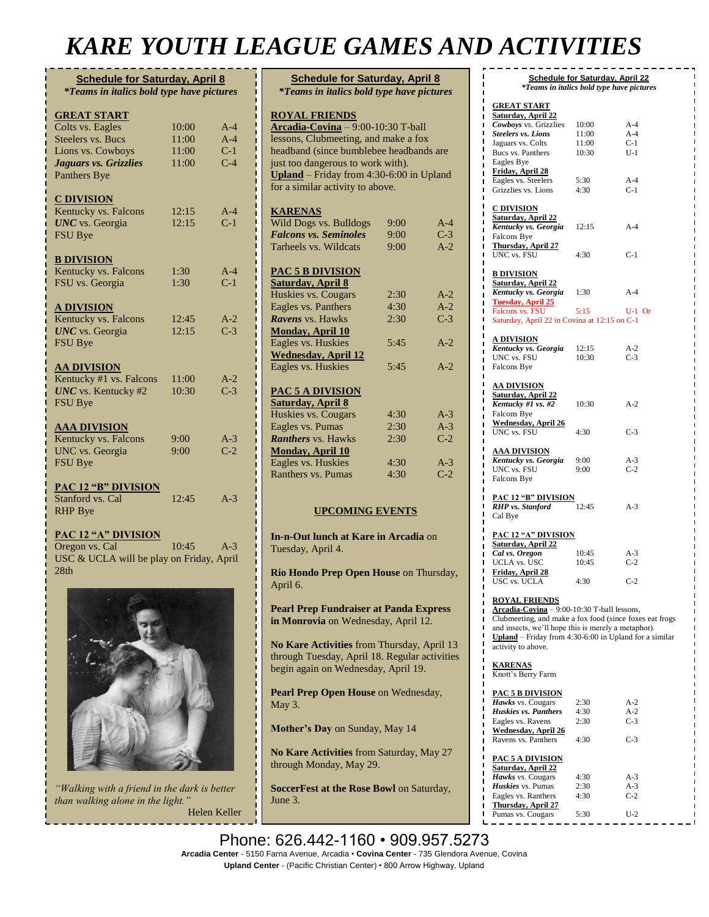# KARE YOUTH LEAGUE GAMES AND ACTIVITIES

## Schedule for Saturday, April 8

*Teams in italics bold type have pictures*

**GREAT START**

| Game | Time | Field |
|---|---|---|
| Colts vs. Eagles | 10:00 | A-4 |
| Steelers vs. Bucs | 11:00 | A-4 |
| Lions vs. Cowboys | 11:00 | C-1 |
| ***Jaguars vs. Grizzlies*** | 11:00 | C-4 |
| Panthers Bye | | |

**C DIVISION**

| Game | Time | Field |
|---|---|---|
| Kentucky vs. Falcons | 12:15 | A-4 |
| ***UNC*** vs. Georgia | 12:15 | C-1 |
| FSU Bye | | |

**B DIVISION**

| Game | Time | Field |
|---|---|---|
| Kentucky vs. Falcons | 1:30 | A-4 |
| FSU vs. Georgia | 1:30 | C-1 |

**A DIVISION**

| Game | Time | Field |
|---|---|---|
| Kentucky vs. Falcons | 12:45 | A-2 |
| ***UNC*** vs. Georgia | 12:15 | C-3 |
| FSU Bye | | |

**AA DIVISION**

| Game | Time | Field |
|---|---|---|
| Kentucky #1 vs. Falcons | 11:00 | A-2 |
| ***UNC*** vs. Kentucky #2 | 10:30 | C-3 |
| FSU Bye | | |

**AAA DIVISION**

| Game | Time | Field |
|---|---|---|
| Kentucky vs. Falcons | 9:00 | A-3 |
| UNC vs. Georgia | 9:00 | C-2 |
| FSU Bye | | |

**PAC 12 "B" DIVISION**

| Game | Time | Field |
|---|---|---|
| Stanford vs. Cal | 12:45 | A-3 |
| RHP Bye | | |

**PAC 12 "A" DIVISION**

| Game | Time | Field |
|---|---|---|
| Oregon vs. Cal | 10:45 | A-3 |

USC & UCLA will be play on Friday, April 28th

*"Walking with a friend in the dark is better than walking alone in the light."*
Helen Keller

## Schedule for Saturday, April 8

*Teams in italics bold type have pictures*

**ROYAL FRIENDS**

**Arcadia-Covina** – 9:00-10:30 T-ball lessons, Clubmeeting, and make a fox headband (since bumblebee headbands are just too dangerous to work with).
**Upland** – Friday from 4:30-6:00 in Upland for a similar activity to above.

**KARENAS**

| Game | Time | Field |
|---|---|---|
| Wild Dogs vs. Bulldogs | 9:00 | A-4 |
| ***Falcons vs. Seminoles*** | 9:00 | C-3 |
| Tarheels vs. Wildcats | 9:00 | A-2 |

**PAC 5 B DIVISION**

| Game | Time | Field |
|---|---|---|
| **Saturday, April 8** | | |
| Huskies vs. Cougars | 2:30 | A-2 |
| Eagles vs. Panthers | 4:30 | A-2 |
| ***Ravens*** vs. Hawks | 2:30 | C-3 |
| **Monday, April 10** | | |
| Eagles vs. Huskies | 5:45 | A-2 |
| **Wednesday, April 12** | | |
| Eagles vs. Huskies | 5:45 | A-2 |

**PAC 5 A DIVISION**

| Game | Time | Field |
|---|---|---|
| **Saturday, April 8** | | |
| Huskies vs. Cougars | 4:30 | A-3 |
| Eagles vs. Pumas | 2:30 | A-3 |
| ***Ranthers*** vs. Hawks | 2:30 | C-2 |
| **Monday, April 10** | | |
| Eagles vs. Huskies | 4:30 | A-3 |
| Ranthers vs. Pumas | 4:30 | C-2 |

**UPCOMING EVENTS**

**In-n-Out lunch at Kare in Arcadia** on Tuesday, April 4.

**Rio Hondo Prep Open House** on Thursday, April 6.

**Pearl Prep Fundraiser at Panda Express in Monrovia** on Wednesday, April 12.

**No Kare Activities** from Thursday, April 13 through Tuesday, April 18. Regular activities begin again on Wednesday, April 19.

**Pearl Prep Open House** on Wednesday, May 3.

**Mother's Day** on Sunday, May 14

**No Kare Activities** from Saturday, May 27 through Monday, May 29.

**SoccerFest at the Rose Bowl** on Saturday, June 3.

## Schedule for Saturday, April 22

*Teams in italics bold type have pictures*

**GREAT START**

| Game | Time | Field |
|---|---|---|
| **Saturday, April 22** | | |
| ***Cowboys*** vs. Grizzlies | 10:00 | A-4 |
| ***Steelers vs. Lions*** | 11:00 | A-4 |
| Jaguars vs. Colts | 11:00 | C-1 |
| Bucs vs. Panthers | 10:30 | U-1 |
| Eagles Bye | | |
| **Friday, April 28** | | |
| Eagles vs. Steelers | 5:30 | A-4 |
| Grizzlies vs. Lions | 4:30 | C-1 |

**C DIVISION**

| Game | Time | Field |
|---|---|---|
| **Saturday, April 22** | | |
| ***Kentucky vs. Georgia*** | 12:15 | A-4 |
| Falcons Bye | | |
| **Thursday, April 27** | | |
| UNC vs. FSU | 4:30 | C-1 |

**B DIVISION**

| Game | Time | Field |
|---|---|---|
| **Saturday, April 22** | | |
| ***Kentucky vs. Georgia*** | 1:30 | A-4 |
| **Tuesday, April 25** | | |
| Falcons vs. FSU | 5:15 | U-1 Or |

Saturday, April 22 in Covina at 12:15 on C-1

**A DIVISION**

| Game | Time | Field |
|---|---|---|
| ***Kentucky vs. Georgia*** | 12:15 | A-2 |
| UNC vs. FSU | 10:30 | C-3 |
| Falcons Bye | | |

**AA DIVISION**

| Game | Time | Field |
|---|---|---|
| **Saturday, April 22** | | |
| ***Kentucky #1 vs. #2*** | 10:30 | A-2 |
| Falcons Bye | | |
| **Wednesday, April 26** | | |
| UNC vs. FSU | 4:30 | C-3 |

**AAA DIVISION**

| Game | Time | Field |
|---|---|---|
| ***Kentucky vs. Georgia*** | 9:00 | A-3 |
| UNC vs. FSU | 9:00 | C-2 |
| Falcons Bye | | |

**PAC 12 "B" DIVISION**

| Game | Time | Field |
|---|---|---|
| ***RHP vs. Stanford*** | 12:45 | A-3 |
| Cal Bye | | |

**PAC 12 "A" DIVISION**

| Game | Time | Field |
|---|---|---|
| **Saturday, April 22** | | |
| ***Cal vs. Oregon*** | 10:45 | A-3 |
| UCLA vs. USC | 10:45 | C-2 |
| **Friday, April 28** | | |
| USC vs. UCLA | 4:30 | C-2 |

**ROYAL FRIENDS**

**Arcadia-Covina** – 9:00-10:30 T-ball lessons, Clubmeeting, and make a fox food (since foxes eat frogs and insects, we'll hope this is merely a metaphor).
**Upland** – Friday from 4:30-6:00 in Upland for a similar activity to above.

**KARENAS**

Knott's Berry Farm

**PAC 5 B DIVISION**

| Game | Time | Field |
|---|---|---|
| ***Hawks*** vs. Cougars | 2:30 | A-2 |
| ***Huskies vs. Panthers*** | 4:30 | A-2 |
| Eagles vs. Ravens | 2:30 | C-3 |
| **Wednesday, April 26** | | |
| Ravens vs. Panthers | 4:30 | C-3 |

**PAC 5 A DIVISION**

| Game | Time | Field |
|---|---|---|
| **Saturday, April 22** | | |
| ***Hawks*** vs. Cougars | 4:30 | A-3 |
| ***Huskies*** vs. Pumas | 2:30 | A-3 |
| Eagles vs. Ranthers | 4:30 | C-2 |
| **Thursday, April 27** | | |
| Pumas vs. Cougars | 5:30 | U-2 |

Phone: 626.442-1160 • 909.957.5273

**Arcadia Center** - 5150 Farna Avenue, Arcadia • **Covina Center** - 735 Glendora Avenue, Covina
**Upland Center** - (Pacific Christian Center) • 800 Arrow Highway, Upland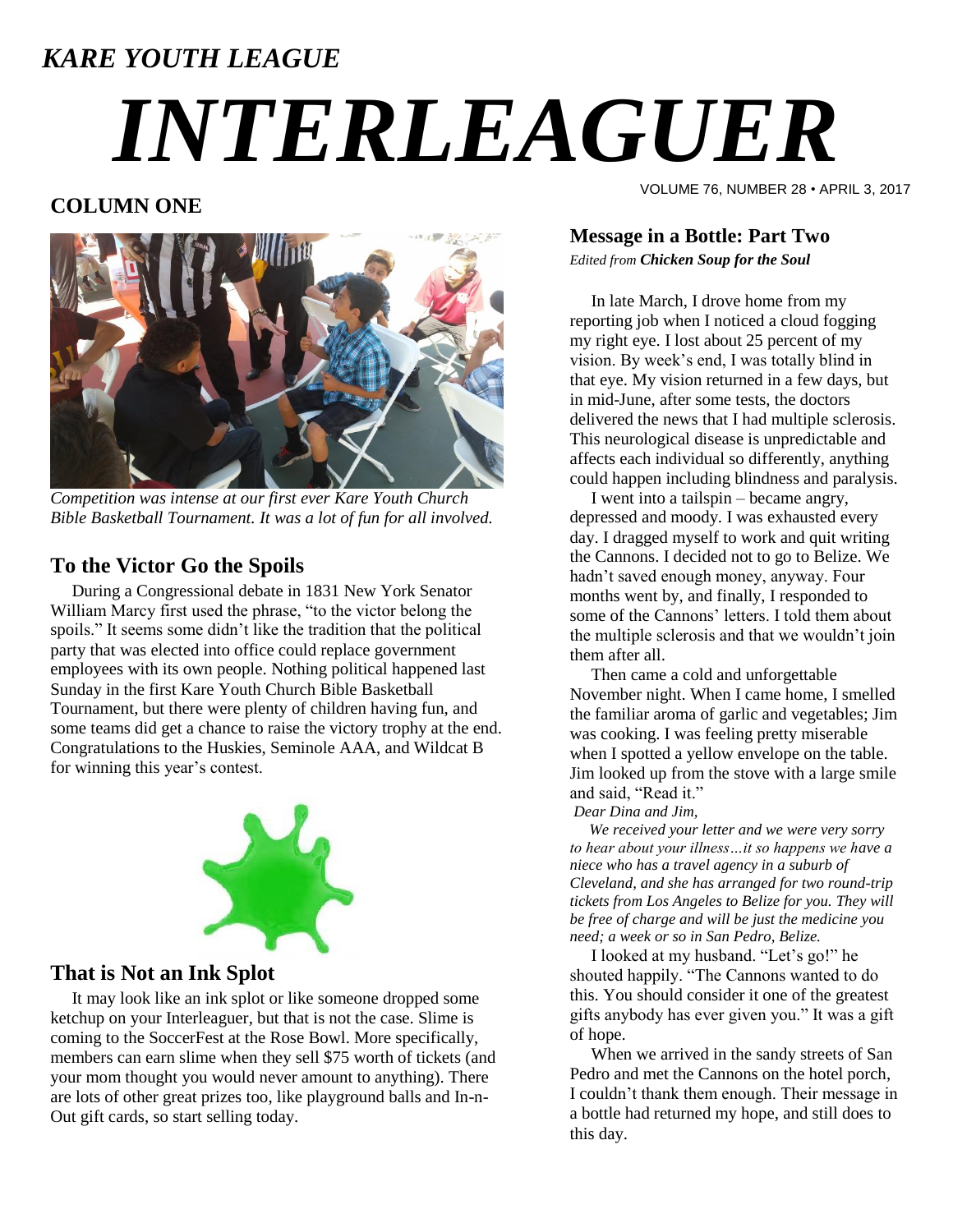*KARE YOUTH LEAGUE*

# *INTERLEAGUER*

VOLUME 76, NUMBER 28 • APRIL 3, 2017

## COLUMN ONE

*Competition was intense at our first ever Kare Youth Church Bible Basketball Tournament. It was a lot of fun for all involved.*

### To the Victor Go the Spoils

During a Congressional debate in 1831 New York Senator William Marcy first used the phrase, "to the victor belong the spoils." It seems some didn't like the tradition that the political party that was elected into office could replace government employees with its own people. Nothing political happened last Sunday in the first Kare Youth Church Bible Basketball Tournament, but there were plenty of children having fun, and some teams did get a chance to raise the victory trophy at the end. Congratulations to the Huskies, Seminole AAA, and Wildcat B for winning this year's contest.

### That is Not an Ink Splot

It may look like an ink splot or like someone dropped some ketchup on your Interleaguer, but that is not the case. Slime is coming to the SoccerFest at the Rose Bowl. More specifically, members can earn slime when they sell $75 worth of tickets (and your mom thought you would never amount to anything). There are lots of other great prizes too, like playground balls and In-n-Out gift cards, so start selling today.

### Message in a Bottle: Part Two

*Edited from* ***Chicken Soup for the Soul***

In late March, I drove home from my reporting job when I noticed a cloud fogging my right eye. I lost about 25 percent of my vision. By week's end, I was totally blind in that eye. My vision returned in a few days, but in mid-June, after some tests, the doctors delivered the news that I had multiple sclerosis. This neurological disease is unpredictable and affects each individual so differently, anything could happen including blindness and paralysis.

I went into a tailspin – became angry, depressed and moody. I was exhausted every day. I dragged myself to work and quit writing the Cannons. I decided not to go to Belize. We hadn't saved enough money, anyway. Four months went by, and finally, I responded to some of the Cannons' letters. I told them about the multiple sclerosis and that we wouldn't join them after all.

Then came a cold and unforgettable November night. When I came home, I smelled the familiar aroma of garlic and vegetables; Jim was cooking. I was feeling pretty miserable when I spotted a yellow envelope on the table. Jim looked up from the stove with a large smile and said, "Read it."

*Dear Dina and Jim,*

*We received your letter and we were very sorry to hear about your illness…it so happens we have a niece who has a travel agency in a suburb of Cleveland, and she has arranged for two round-trip tickets from Los Angeles to Belize for you. They will be free of charge and will be just the medicine you need; a week or so in San Pedro, Belize.*

I looked at my husband. "Let's go!" he shouted happily. "The Cannons wanted to do this. You should consider it one of the greatest gifts anybody has ever given you." It was a gift of hope.

When we arrived in the sandy streets of San Pedro and met the Cannons on the hotel porch, I couldn't thank them enough. Their message in a bottle had returned my hope, and still does to this day.